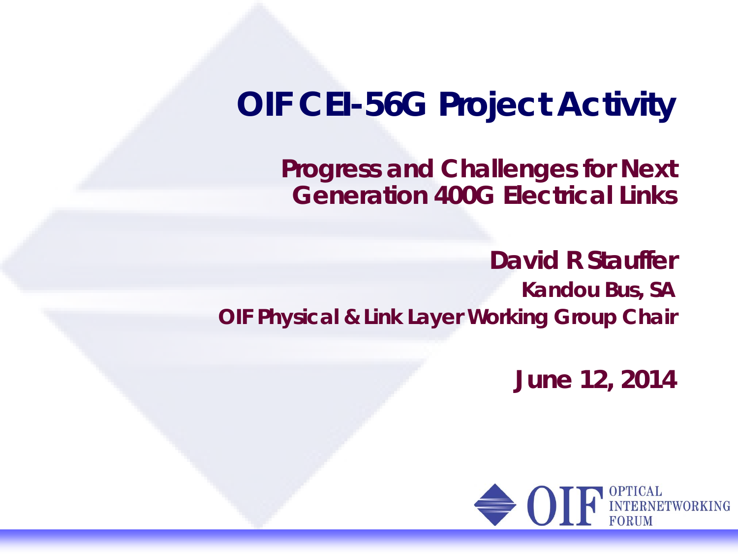# OIF CEI-56G Project Activity

## Progress and Challenges for Next Generation 400G Electrical Links

**David R Stauffer**

**Kandou Bus, SA**

**OIF Physical & Link Layer Working Group Chair**

**June 12, 2014**

OPTICAL INTERNETWORKING FORUM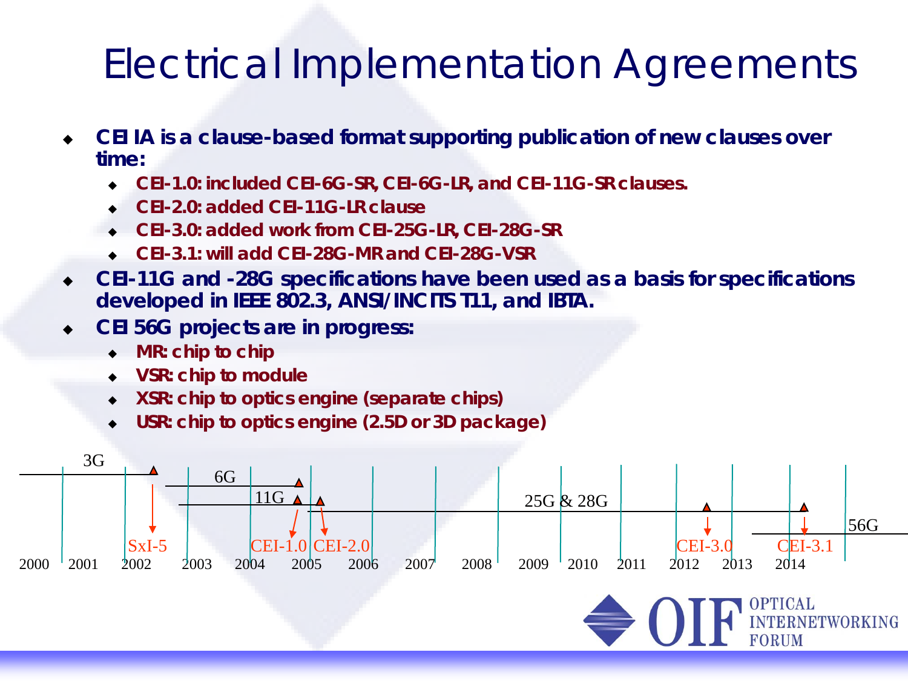# Electrical Implementation Agreements

- **CEI IA is a clause-based format supporting publication of new clauses over time:**
  - **CEI-1.0: included CEI-6G-SR, CEI-6G-LR, and CEI-11G-SR clauses.**
  - **CEI-2.0: added CEI-11G-LR clause**
  - **CEI-3.0: added work from CEI-25G-LR, CEI-28G-SR**
  - **CEI-3.1: will add CEI-28G-MR and CEI-28G-VSR**
- **CEI-11G and -28G specifications have been used as a basis for specifications developed in IEEE 802.3, ANSI/INCITS T11, and IBTA.**
- **CEI 56G projects are in progress:**
  - **MR: chip to chip**
  - **VSR: chip to module**
  - **XSR: chip to optics engine (separate chips)**
  - **USR: chip to optics engine (2.5D or 3D package)**

3G

6G

11G

25G & 28G

56G

SxI-5

CEI-1.0

CEI-2.0

CEI-3.0

CEI-3.1

2000 2001 2002 2003 2004 2005 2006 2007 2008 2009 2010 2011 2012 2013 2014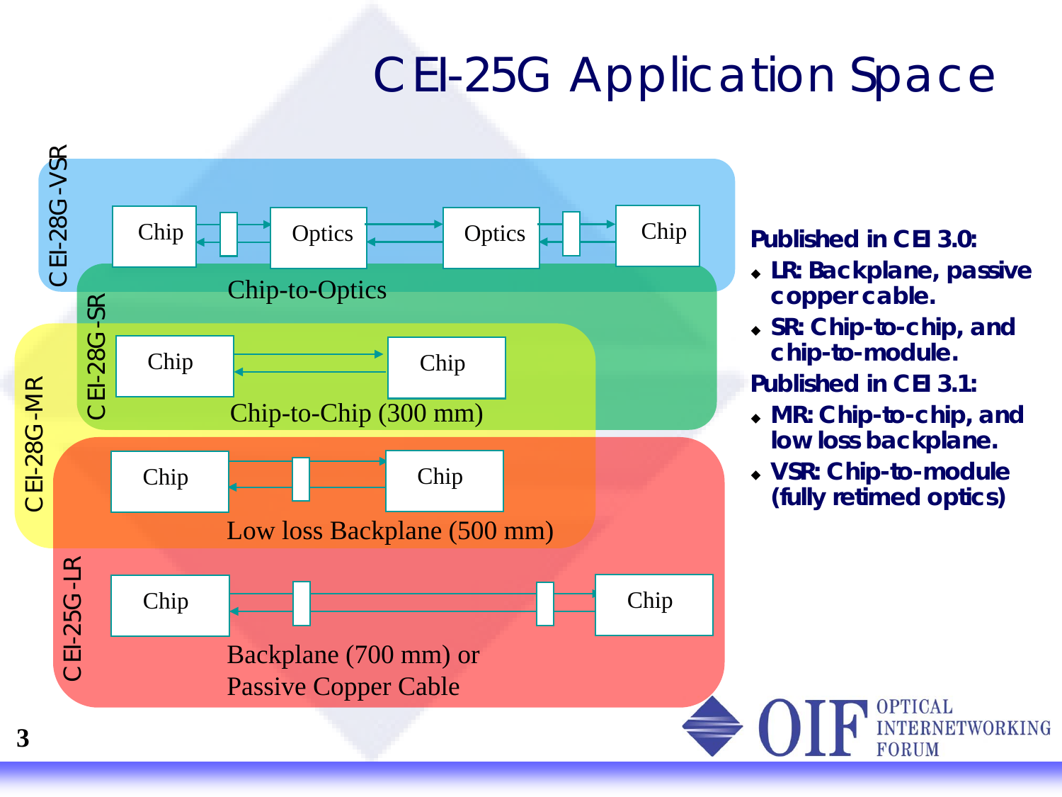# CEI-25G Application Space

CEI-28G-VSR

Chip → Optics → Optics → Chip

Chip-to-Optics

CEI-28G-SR

Chip → Chip

Chip-to-Chip (300 mm)

CEI-28G-MR

Chip → Chip

Low loss Backplane (500 mm)

CEI-25G-LR

Chip → Chip

Backplane (700 mm) or Passive Copper Cable

**Published in CEI 3.0:**

- **LR: Backplane, passive copper cable.**
- **SR: Chip-to-chip, and chip-to-module.**

**Published in CEI 3.1:**

- **MR: Chip-to-chip, and low loss backplane.**
- **VSR: Chip-to-module (fully retimed optics)**

OIF OPTICAL INTERNETWORKING FORUM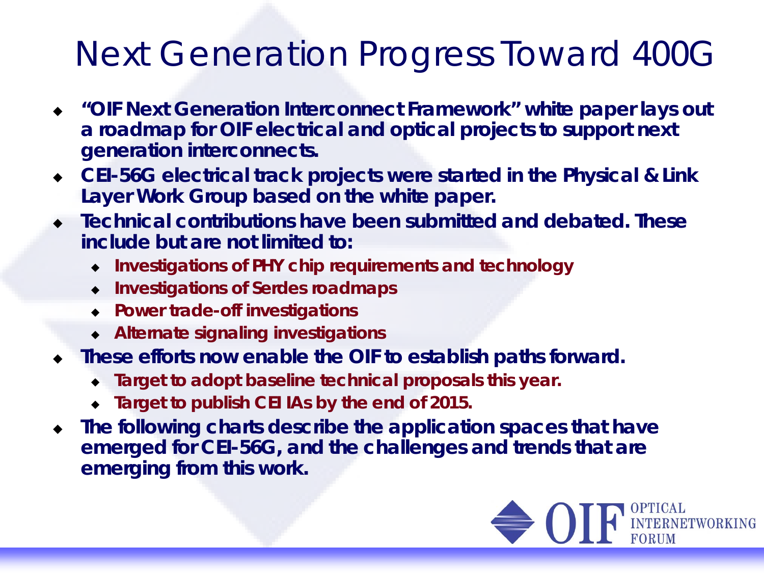# Next Generation Progress Toward 400G

- **"OIF Next Generation Interconnect Framework" white paper lays out a roadmap for OIF electrical and optical projects to support next generation interconnects.**
- **CEI-56G electrical track projects were started in the Physical & Link Layer Work Group based on the white paper.**
- **Technical contributions have been submitted and debated. These include but are not limited to:**
  - **Investigations of PHY chip requirements and technology**
  - **Investigations of Serdes roadmaps**
  - **Power trade-off investigations**
  - **Alternate signaling investigations**
- **These efforts now enable the OIF to establish paths forward.**
  - **Target to adopt baseline technical proposals this year.**
  - **Target to publish CEI IAs by the end of 2015.**
- **The following charts describe the application spaces that have emerged for CEI-56G, and the challenges and trends that are emerging from this work.**

OIF OPTICAL INTERNETWORKING FORUM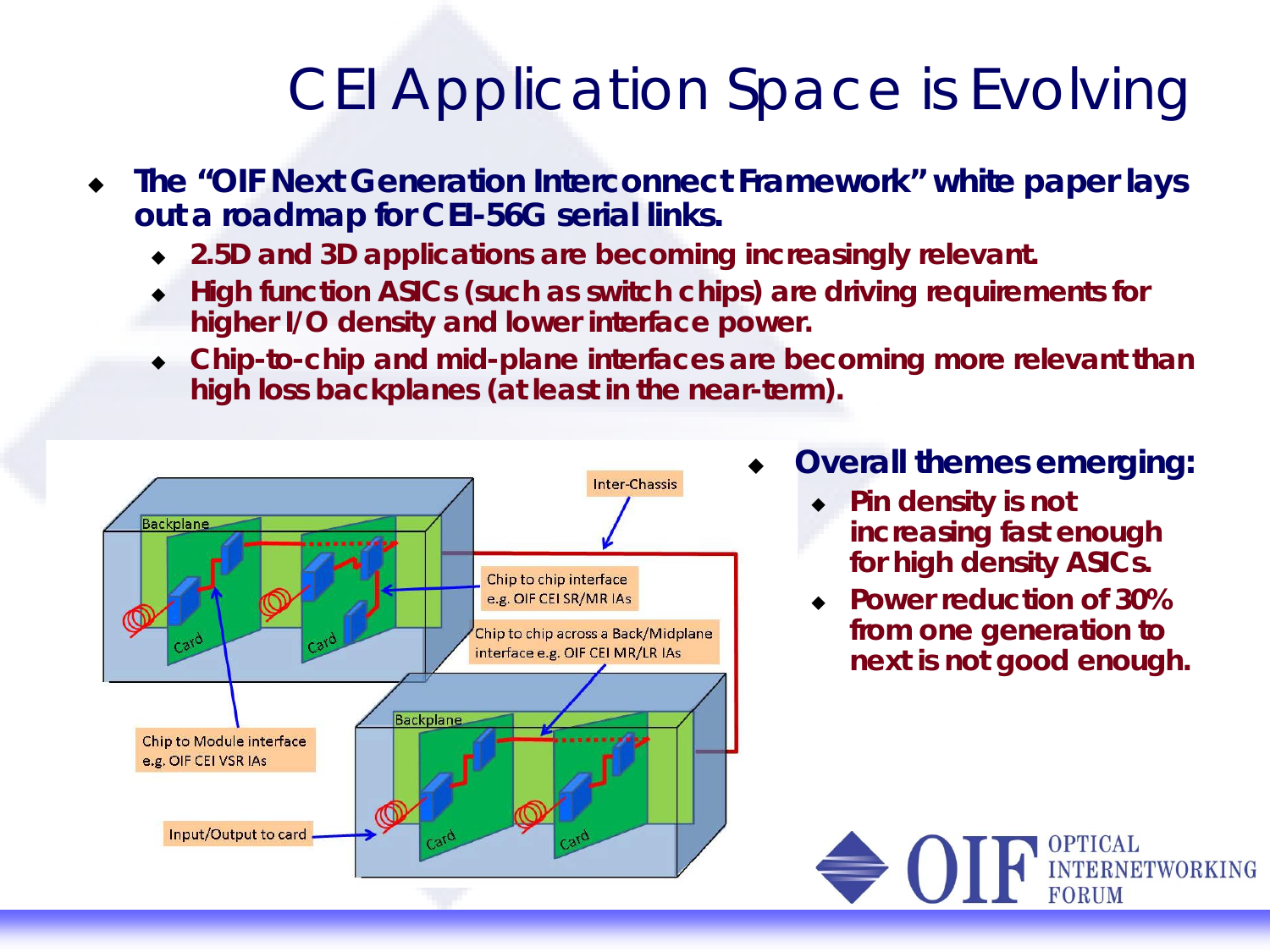# CEI Application Space is Evolving

- **The "OIF Next Generation Interconnect Framework" white paper lays out a roadmap for CEI-56G serial links.**
  - **2.5D and 3D applications are becoming increasingly relevant.**
  - **High function ASICs (such as switch chips) are driving requirements for higher I/O density and lower interface power.**
  - **Chip-to-chip and mid-plane interfaces are becoming more relevant than high loss backplanes (at least in the near-term).**

Inter-Chassis

Backplane

Card

Card

Chip to chip interface e.g. OIF CEI SR/MR IAs

Chip to chip across a Back/Midplane interface e.g. OIF CEI MR/LR IAs

Backplane

Chip to Module interface e.g. OIF CEI VSR IAs

Input/Output to card

Card

Card

- **Overall themes emerging:**
  - **Pin density is not increasing fast enough for high density ASICs.**
  - **Power reduction of 30% from one generation to next is not good enough.**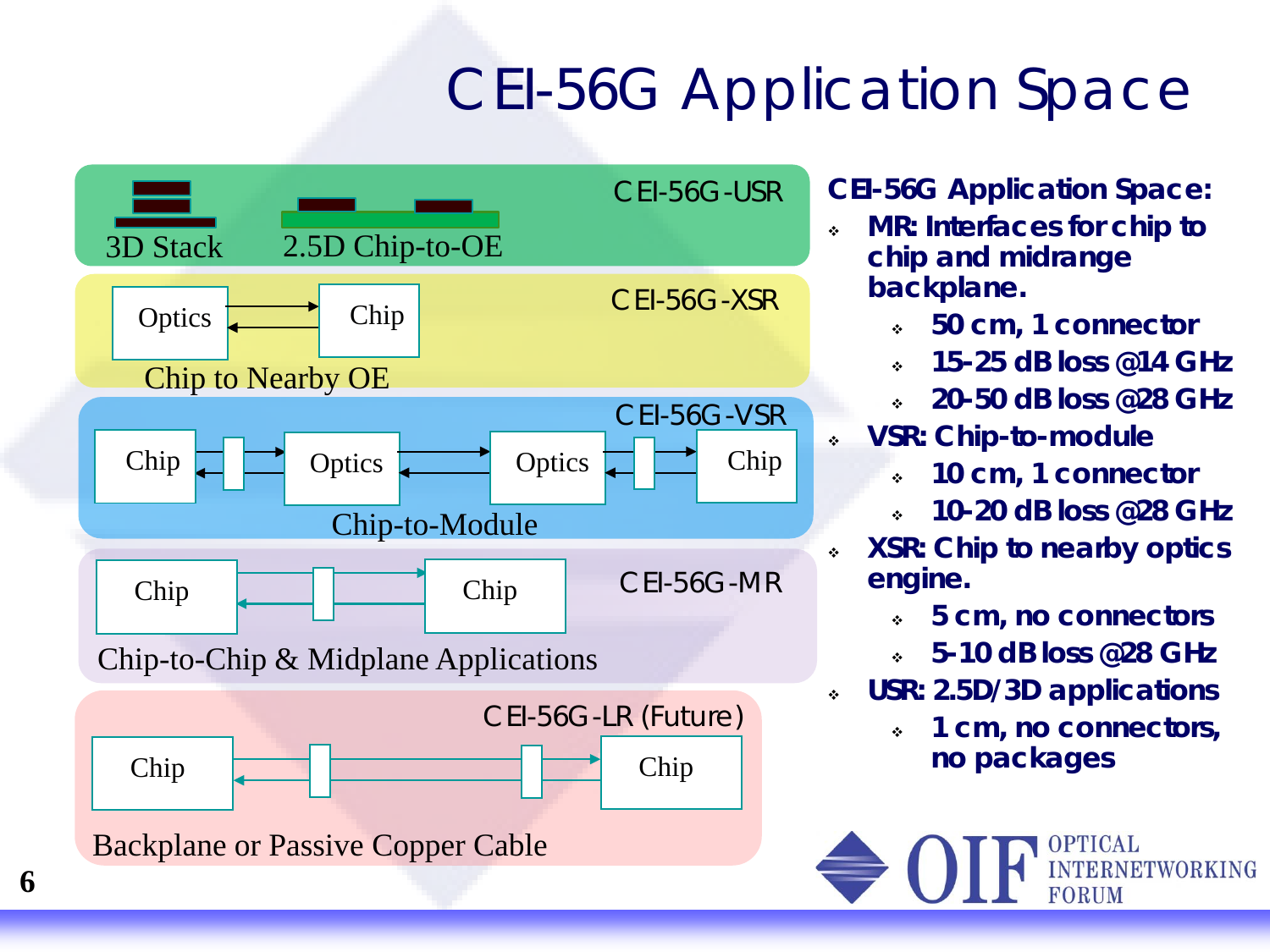# CEI-56G Application Space

3D Stack

2.5D Chip-to-OE

CEI-56G-USR

Optics

Chip

Chip to Nearby OE

CEI-56G-XSR

Chip

Optics

Optics

Chip

Chip-to-Module

CEI-56G-VSR

Chip

Chip

Chip-to-Chip & Midplane Applications

CEI-56G-MR

CEI-56G-LR (Future)

Chip

Chip

Backplane or Passive Copper Cable

**CEI-56G Application Space:**

- **MR: Interfaces for chip to chip and midrange backplane.**
  - **50 cm, 1 connector**
  - **15-25 dB loss @14 GHz**
  - **20-50 dB loss @28 GHz**
- **VSR: Chip-to-module**
  - **10 cm, 1 connector**
  - **10-20 dB loss @28 GHz**
- **XSR: Chip to nearby optics engine.**
  - **5 cm, no connectors**
  - **5-10 dB loss @28 GHz**
- **USR: 2.5D/3D applications**
  - **1 cm, no connectors, no packages**

OIF OPTICAL INTERNETWORKING FORUM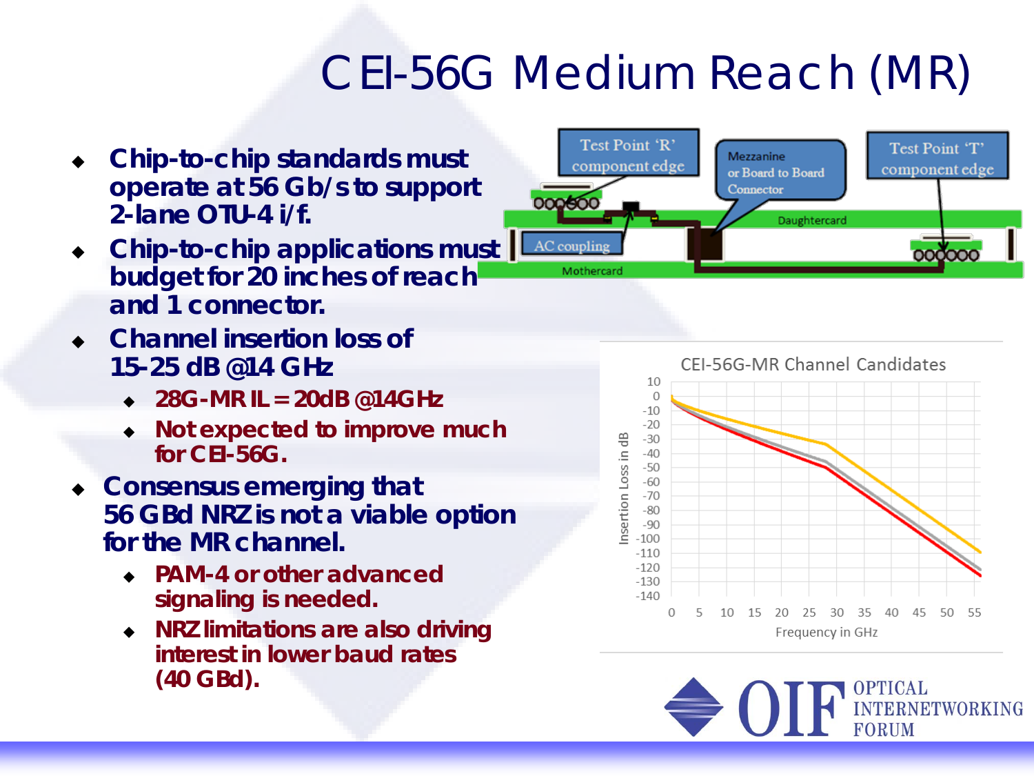# CEI-56G Medium Reach (MR)

- **Chip-to-chip standards must operate at 56 Gb/s to support 2-lane OTU-4 i/f.**
- **Chip-to-chip applications must budget for 20 inches of reach and 1 connector.**
- **Channel insertion loss of 15-25 dB @14 GHz**
  - **28G-MR IL = 20dB @14GHz**
  - **Not expected to improve much for CEI-56G.**
- **Consensus emerging that 56 GBd NRZ is not a viable option for the MR channel.**
  - **PAM-4 or other advanced signaling is needed.**
  - **NRZ limitations are also driving interest in lower baud rates (40 GBd).**

Test Point 'R' component edge

Mezzanine or Board to Board Connector

Test Point 'T' component edge

Daughtercard

AC coupling

Mothercard

CEI-56G-MR Channel Candidates

Insertion Loss in dB

10
0
-10
-20
-30
-40
-50
-60
-70
-80
-90
-100
-110
-120
-130
-140

0 5 10 15 20 25 30 35 40 45 50 55

Frequency in GHz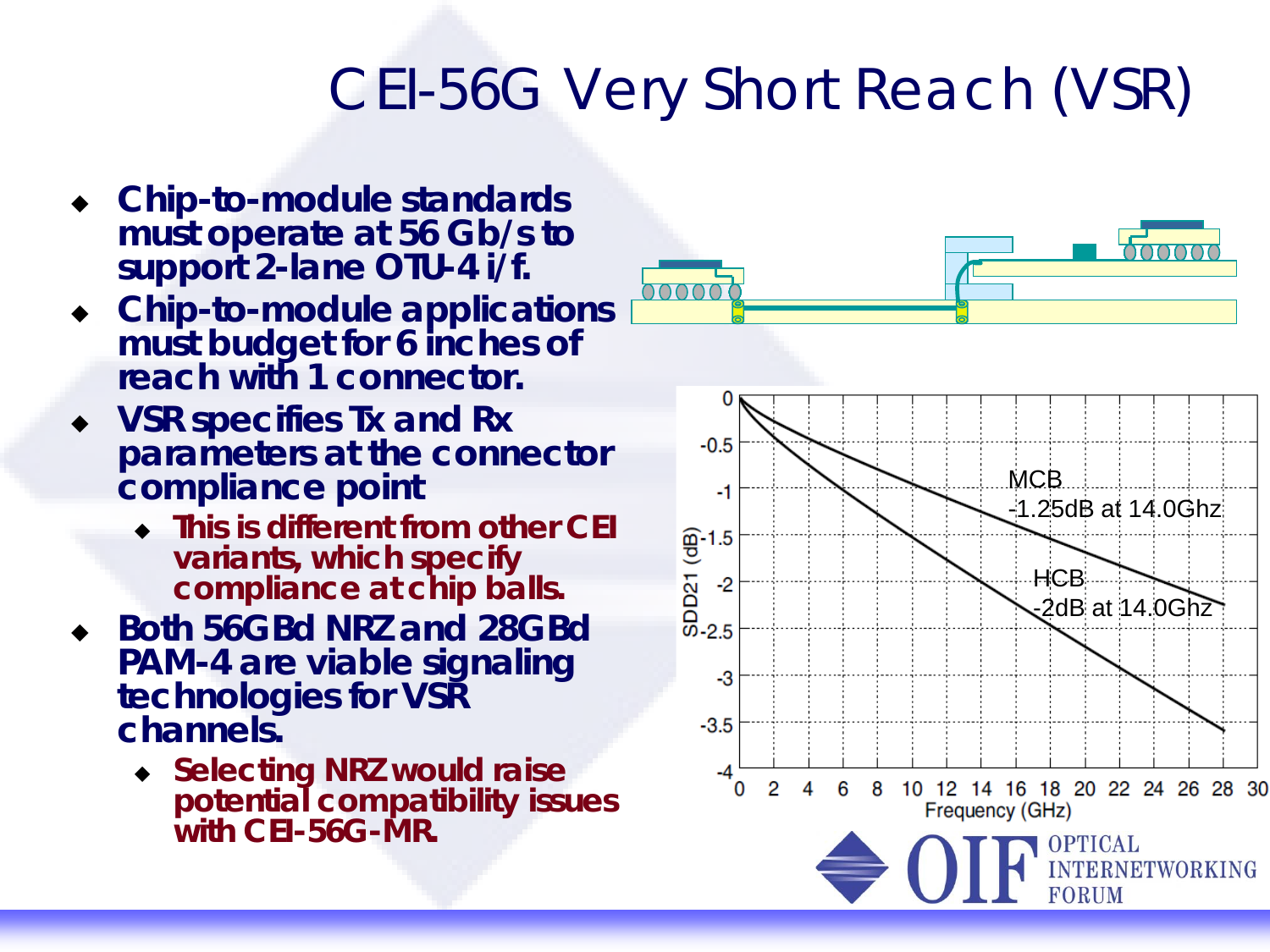# CEI-56G Very Short Reach (VSR)

- Chip-to-module standards must operate at 56 Gb/s to support 2-lane OTU-4 i/f.
- Chip-to-module applications must budget for 6 inches of reach with 1 connector.
- VSR specifies Tx and Rx parameters at the connector compliance point
  - This is different from other CEI variants, which specify compliance at chip balls.
- Both 56GBd NRZ and 28GBd PAM-4 are viable signaling technologies for VSR channels.
  - Selecting NRZ would raise potential compatibility issues with CEI-56G-MR.

SDD21 (dB)

Frequency (GHz)

MCB
-1.25dB at 14.0Ghz

HCB
-2dB at 14.0Ghz

0
-0.5
-1
-1.5
-2
-2.5
-3
-3.5
-4

0 2 4 6 8 10 12 14 16 18 20 22 24 26 28 30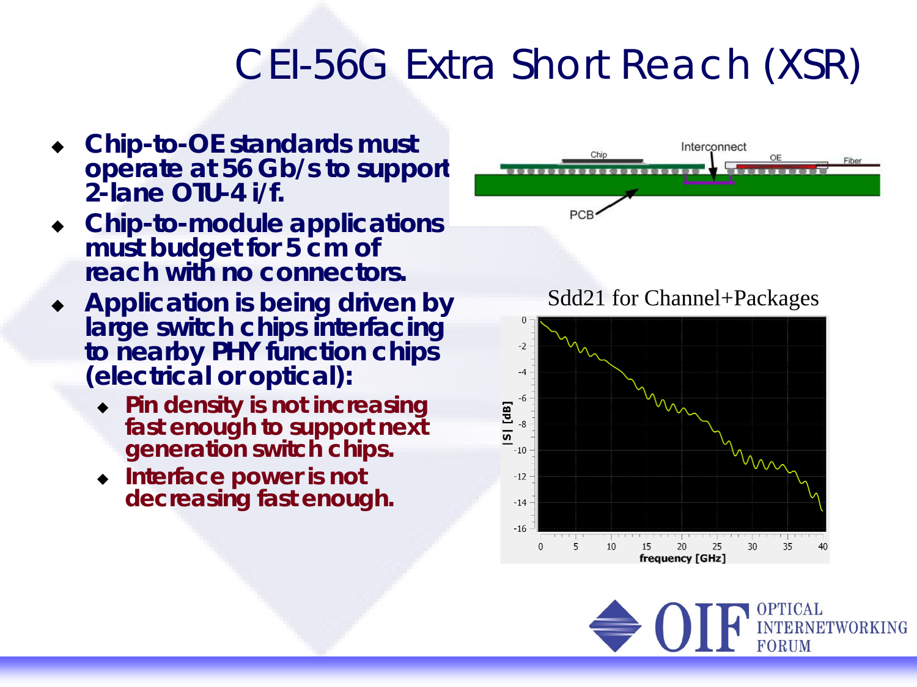# CEI-56G Extra Short Reach (XSR)

- **Chip-to-OE standards must operate at 56 Gb/s to support 2-lane OTU-4 i/f.**
- **Chip-to-module applications must budget for 5 cm of reach with no connectors.**
- **Application is being driven by large switch chips interfacing to nearby PHY function chips (electrical or optical):**
  - **Pin density is not increasing fast enough to support next generation switch chips.**
  - **Interface power is not decreasing fast enough.**

Interconnect
Chip
OE
Fiber
PCB

Sdd21 for Channel+Packages

|S| [dB]
0
-2
-4
-6
-8
-10
-12
-14
-16

frequency [GHz]
0
5
10
15
20
25
30
35
40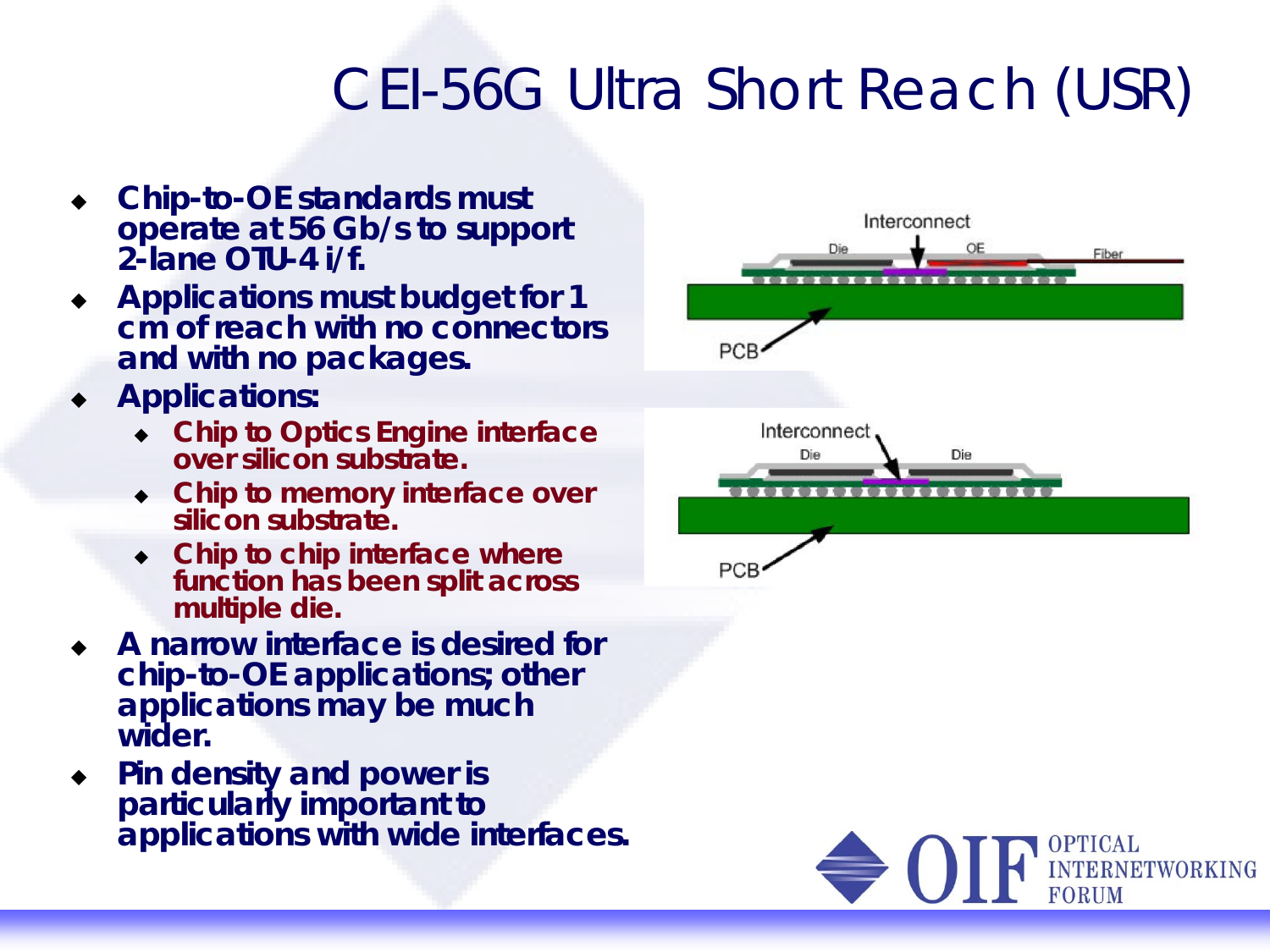# CEI-56G Ultra Short Reach (USR)

- **Chip-to-OE standards must operate at 56 Gb/s to support 2-lane OTU-4 i/f.**
- **Applications must budget for 1 cm of reach with no connectors and with no packages.**
- **Applications:**
  - **Chip to Optics Engine interface over silicon substrate.**
  - **Chip to memory interface over silicon substrate.**
  - **Chip to chip interface where function has been split across multiple die.**
- **A narrow interface is desired for chip-to-OE applications; other applications may be much wider.**
- **Pin density and power is particularly important to applications with wide interfaces.**

Interconnect
Die
OE
Fiber
PCB

Interconnect
Die
Die
PCB

OIF OPTICAL INTERNETWORKING FORUM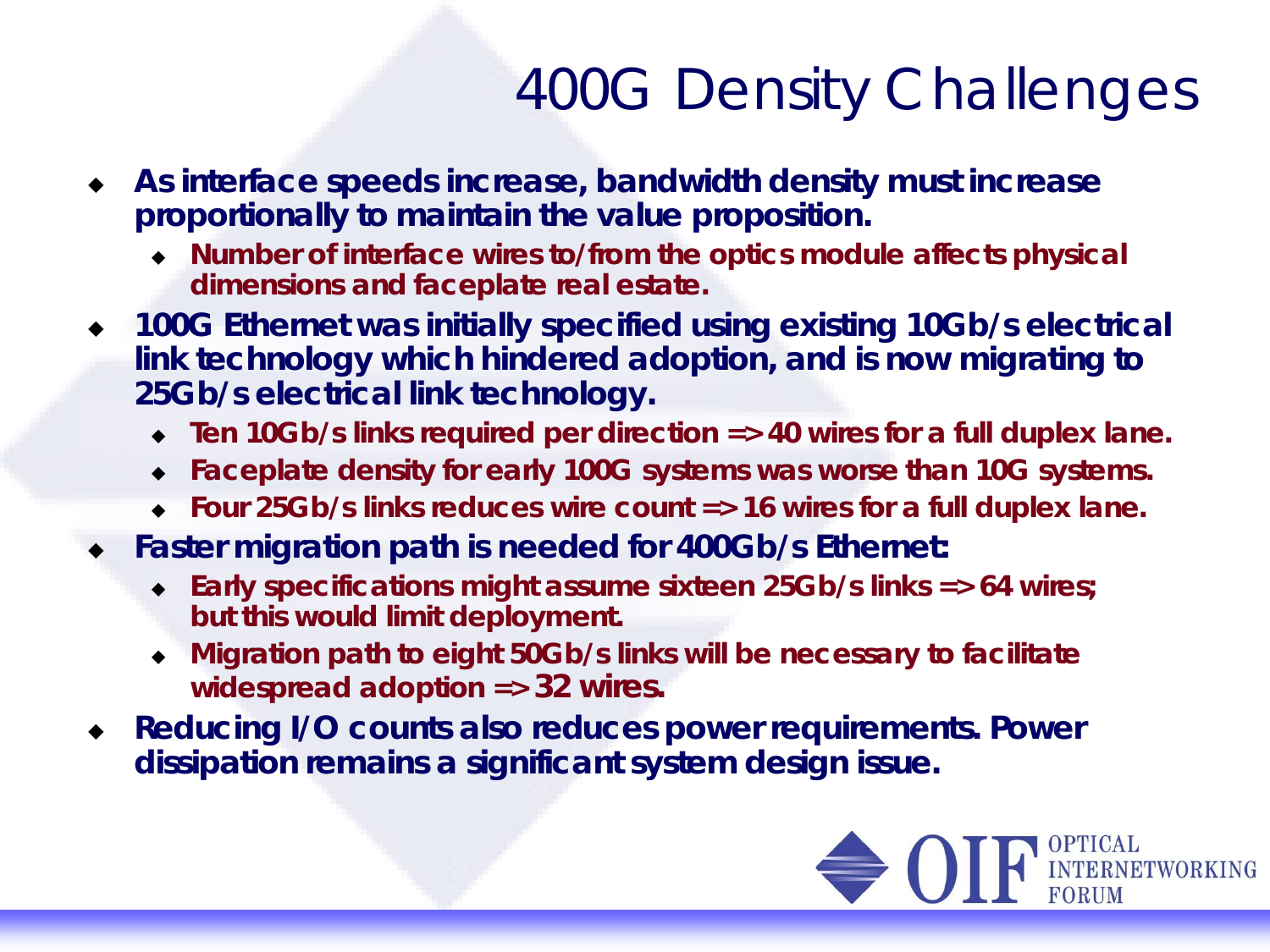# 400G Density Challenges

- As interface speeds increase, bandwidth density must increase proportionally to maintain the value proposition.
  - Number of interface wires to/from the optics module affects physical dimensions and faceplate real estate.
- 100G Ethernet was initially specified using existing 10Gb/s electrical link technology which hindered adoption, and is now migrating to 25Gb/s electrical link technology.
  - Ten 10Gb/s links required per direction => 40 wires for a full duplex lane.
  - Faceplate density for early 100G systems was worse than 10G systems.
  - Four 25Gb/s links reduces wire count => 16 wires for a full duplex lane.
- Faster migration path is needed for 400Gb/s Ethernet:
  - Early specifications might assume sixteen 25Gb/s links => 64 wires; but this would limit deployment.
  - Migration path to eight 50Gb/s links will be necessary to facilitate widespread adoption => 32 wires.
- Reducing I/O counts also reduces power requirements. Power dissipation remains a significant system design issue.

OIF OPTICAL INTERNETWORKING FORUM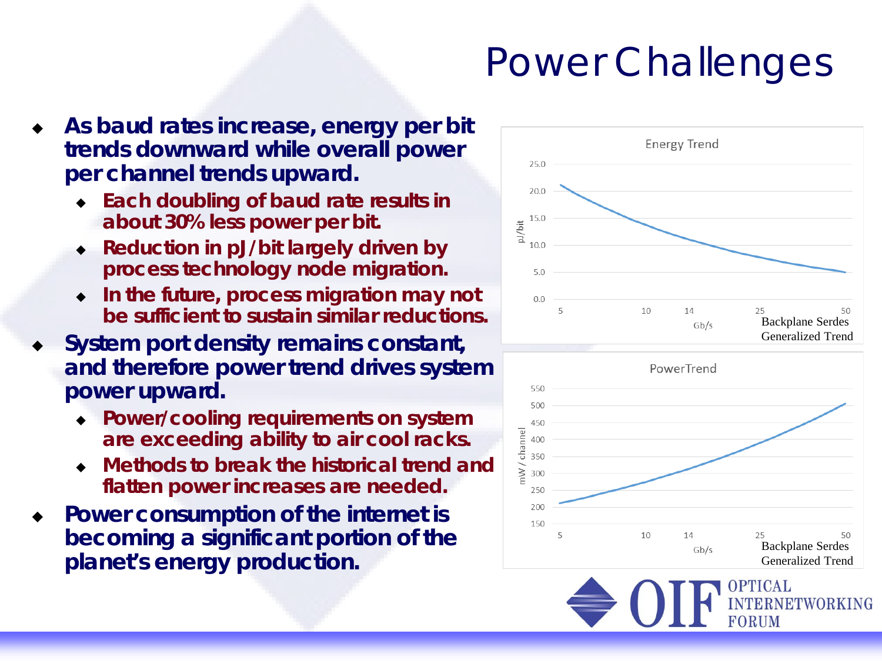# Power Challenges

- **As baud rates increase, energy per bit trends downward while overall power per channel trends upward.**
  - **Each doubling of baud rate results in about 30% less power per bit.**
  - **Reduction in pJ/bit largely driven by process technology node migration.**
  - **In the future, process migration may not be sufficient to sustain similar reductions.**
- **System port density remains constant, and therefore power trend drives system power upward.**
  - **Power/cooling requirements on system are exceeding ability to air cool racks.**
  - **Methods to break the historical trend and flatten power increases are needed.**
- **Power consumption of the internet is becoming a significant portion of the planet's energy production.**

Energy Trend

pJ/bit

25.0
20.0
15.0
10.0
5.0
0.0

5
10
14
25
50

Gb/s

Backplane Serdes Generalized Trend

PowerTrend

mW / channel

550
500
450
400
350
300
250
200
150

5
10
14
25
50

Gb/s

Backplane Serdes Generalized Trend

OIF OPTICAL INTERNETWORKING FORUM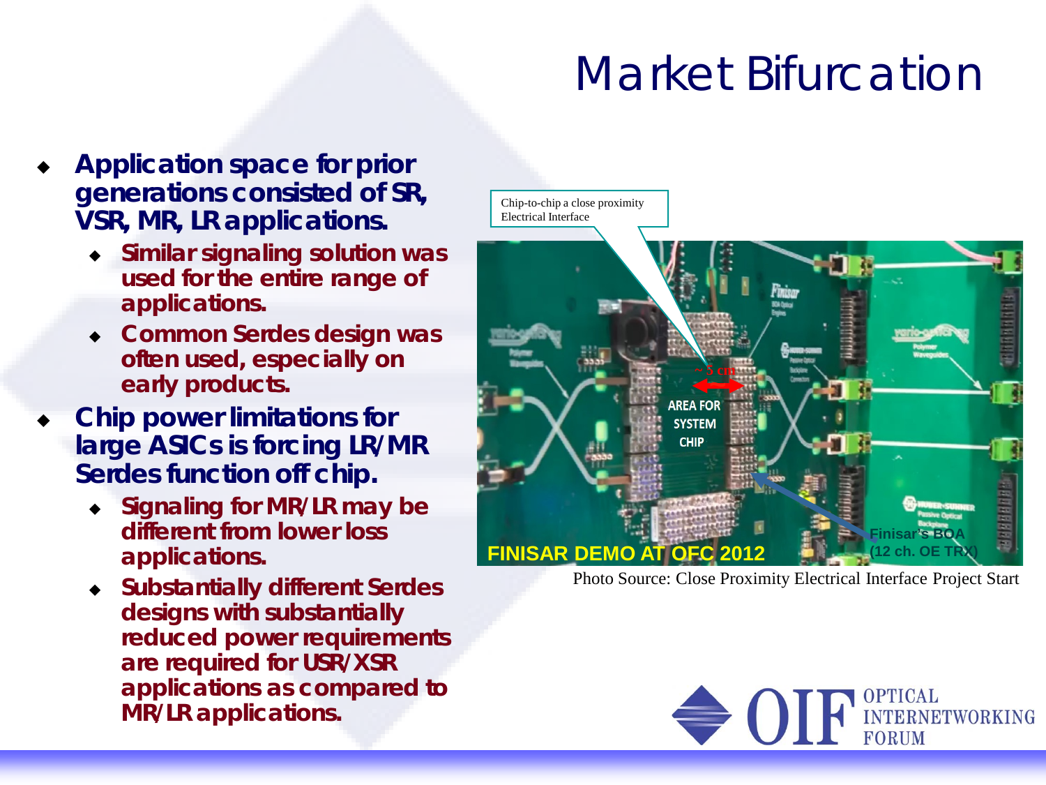# Market Bifurcation

- **Application space for prior generations consisted of SR, VSR, MR, LR applications.**
  - **Similar signaling solution was used for the entire range of applications.**
  - **Common Serdes design was often used, especially on early products.**
- **Chip power limitations for large ASICs is forcing LR/MR Serdes function off chip.**
  - **Signaling for MR/LR may be different from lower loss applications.**
  - **Substantially different Serdes designs with substantially reduced power requirements are required for USR/XSR applications as compared to MR/LR applications.**

Chip-to-chip a close proximity Electrical Interface

~5 cm

AREA FOR SYSTEM CHIP

FINISAR DEMO AT OFC 2012

Finisar's BOA (12 ch. OE TRX)

Photo Source: Close Proximity Electrical Interface Project Start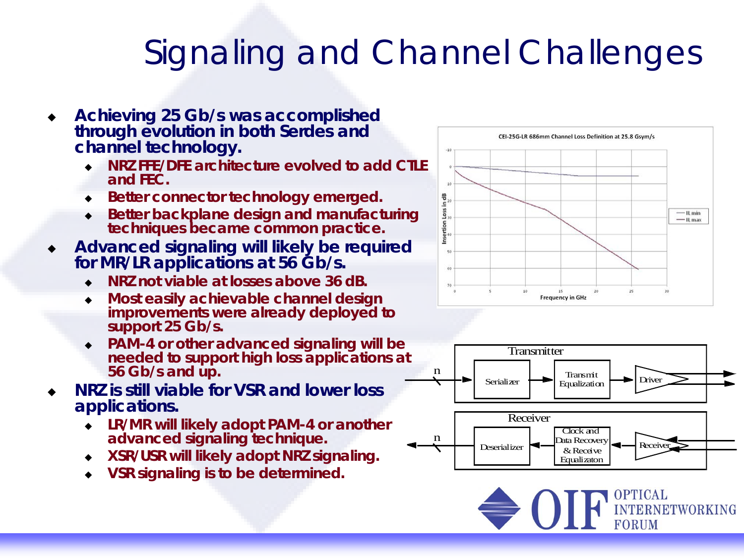# Signaling and Channel Challenges

- **Achieving 25 Gb/s was accomplished through evolution in both Serdes and channel technology.**
  - **NRZ FFE/DFE architecture evolved to add CTLE and FEC.**
  - **Better connector technology emerged.**
  - **Better backplane design and manufacturing techniques became common practice.**
- **Advanced signaling will likely be required for MR/LR applications at 56 Gb/s.**
  - **NRZ not viable at losses above 36 dB.**
  - **Most easily achievable channel design improvements were already deployed to support 25 Gb/s.**
  - **PAM-4 or other advanced signaling will be needed to support high loss applications at 56 Gb/s and up.**
- **NRZ is still viable for VSR and lower loss applications.**
  - **LR/MR will likely adopt PAM-4 or another advanced signaling technique.**
  - **XSR/USR will likely adopt NRZ signaling.**
  - **VSR signaling is to be determined.**

CEI-25G-LR 686mm Channel Loss Definition at 25.8 Gsym/s

Transmitter: Serializer → Transmit Equalization → Driver

Receiver: Receiver → Clock and Data Recovery & Receive Equalizaton → Deserializer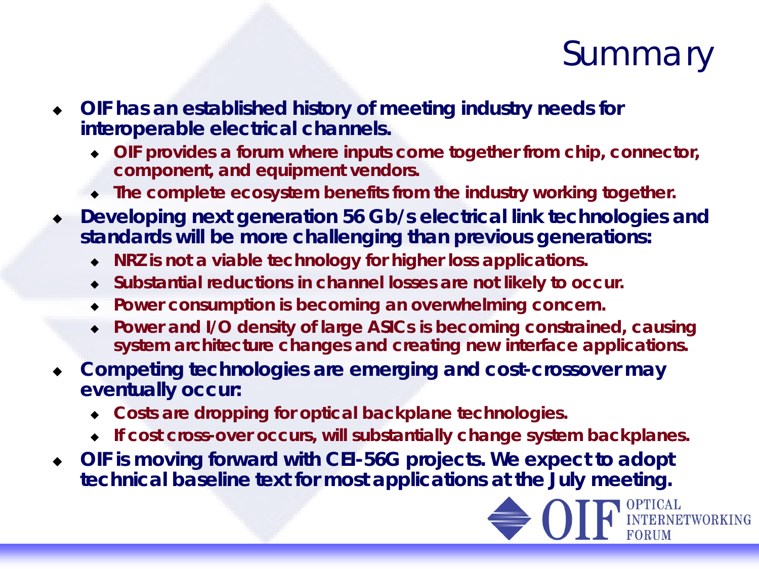# Summary

- OIF has an established history of meeting industry needs for interoperable electrical channels.
  - OIF provides a forum where inputs come together from chip, connector, component, and equipment vendors.
  - The complete ecosystem benefits from the industry working together.
- Developing next generation 56 Gb/s electrical link technologies and standards will be more challenging than previous generations:
  - NRZ is not a viable technology for higher loss applications.
  - Substantial reductions in channel losses are not likely to occur.
  - Power consumption is becoming an overwhelming concern.
  - Power and I/O density of large ASICs is becoming constrained, causing system architecture changes and creating new interface applications.
- Competing technologies are emerging and cost-crossover may eventually occur:
  - Costs are dropping for optical backplane technologies.
  - If cost cross-over occurs, will substantially change system backplanes.
- OIF is moving forward with CEI-56G projects. We expect to adopt technical baseline text for most applications at the July meeting.

OIF OPTICAL INTERNETWORKING FORUM